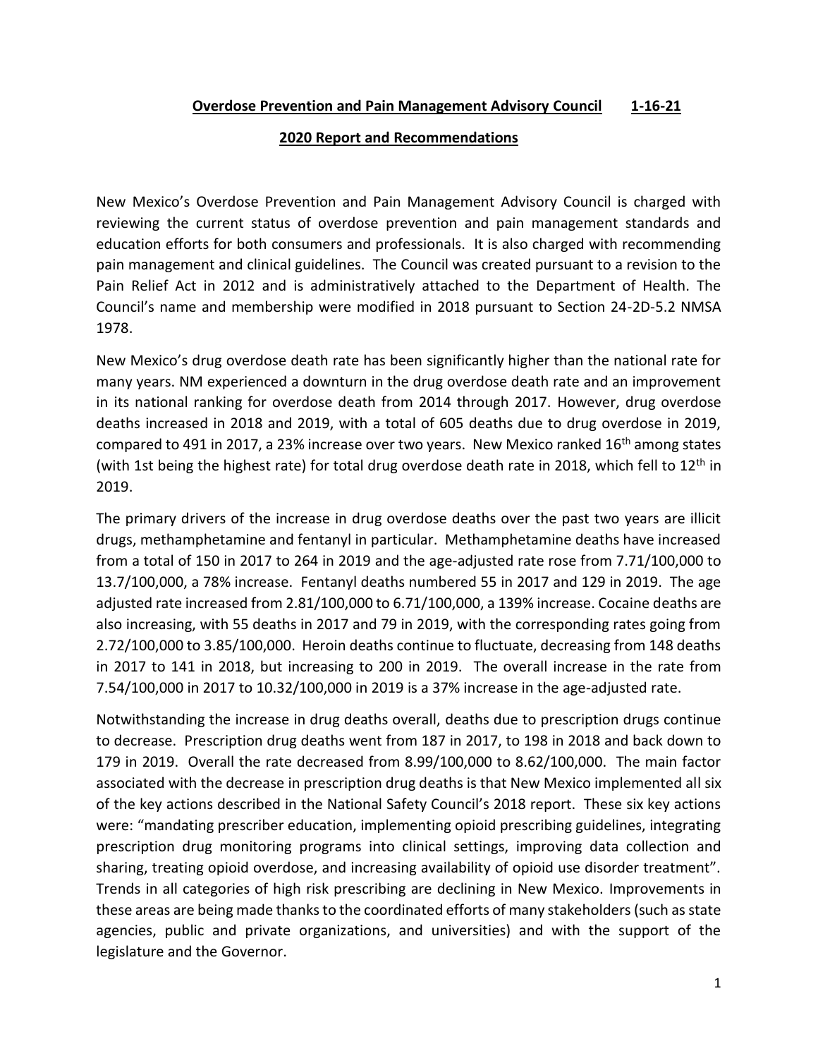**Overdose Prevention and Pain Management Advisory Council 1-16-21**

**2020 Report and Recommendations**

New Mexico's Overdose Prevention and Pain Management Advisory Council is charged with reviewing the current status of overdose prevention and pain management standards and education efforts for both consumers and professionals. It is also charged with recommending pain management and clinical guidelines. The Council was created pursuant to a revision to the Pain Relief Act in 2012 and is administratively attached to the Department of Health. The Council's name and membership were modified in 2018 pursuant to Section 24-2D-5.2 NMSA 1978.

New Mexico's drug overdose death rate has been significantly higher than the national rate for many years. NM experienced a downturn in the drug overdose death rate and an improvement in its national ranking for overdose death from 2014 through 2017. However, drug overdose deaths increased in 2018 and 2019, with a total of 605 deaths due to drug overdose in 2019, compared to 491 in 2017, a 23% increase over two years. New Mexico ranked 16th among states (with 1st being the highest rate) for total drug overdose death rate in 2018, which fell to 12th in 2019.

The primary drivers of the increase in drug overdose deaths over the past two years are illicit drugs, methamphetamine and fentanyl in particular. Methamphetamine deaths have increased from a total of 150 in 2017 to 264 in 2019 and the age-adjusted rate rose from 7.71/100,000 to 13.7/100,000, a 78% increase. Fentanyl deaths numbered 55 in 2017 and 129 in 2019. The age adjusted rate increased from 2.81/100,000 to 6.71/100,000, a 139% increase. Cocaine deaths are also increasing, with 55 deaths in 2017 and 79 in 2019, with the corresponding rates going from 2.72/100,000 to 3.85/100,000. Heroin deaths continue to fluctuate, decreasing from 148 deaths in 2017 to 141 in 2018, but increasing to 200 in 2019. The overall increase in the rate from 7.54/100,000 in 2017 to 10.32/100,000 in 2019 is a 37% increase in the age-adjusted rate.

Notwithstanding the increase in drug deaths overall, deaths due to prescription drugs continue to decrease. Prescription drug deaths went from 187 in 2017, to 198 in 2018 and back down to 179 in 2019. Overall the rate decreased from 8.99/100,000 to 8.62/100,000. The main factor associated with the decrease in prescription drug deaths is that New Mexico implemented all six of the key actions described in the National Safety Council's 2018 report. These six key actions were: "mandating prescriber education, implementing opioid prescribing guidelines, integrating prescription drug monitoring programs into clinical settings, improving data collection and sharing, treating opioid overdose, and increasing availability of opioid use disorder treatment". Trends in all categories of high risk prescribing are declining in New Mexico. Improvements in these areas are being made thanks to the coordinated efforts of many stakeholders (such as state agencies, public and private organizations, and universities) and with the support of the legislature and the Governor.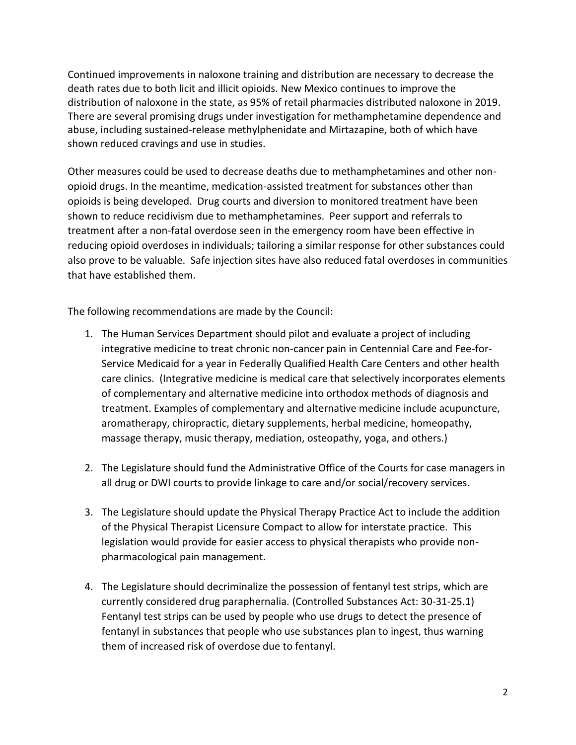Continued improvements in naloxone training and distribution are necessary to decrease the death rates due to both licit and illicit opioids. New Mexico continues to improve the distribution of naloxone in the state, as 95% of retail pharmacies distributed naloxone in 2019. There are several promising drugs under investigation for methamphetamine dependence and abuse, including sustained-release methylphenidate and Mirtazapine, both of which have shown reduced cravings and use in studies.

Other measures could be used to decrease deaths due to methamphetamines and other non-opioid drugs. In the meantime, medication-assisted treatment for substances other than opioids is being developed. Drug courts and diversion to monitored treatment have been shown to reduce recidivism due to methamphetamines. Peer support and referrals to treatment after a non-fatal overdose seen in the emergency room have been effective in reducing opioid overdoses in individuals; tailoring a similar response for other substances could also prove to be valuable. Safe injection sites have also reduced fatal overdoses in communities that have established them.

The following recommendations are made by the Council:

1. The Human Services Department should pilot and evaluate a project of including integrative medicine to treat chronic non-cancer pain in Centennial Care and Fee-for-Service Medicaid for a year in Federally Qualified Health Care Centers and other health care clinics. (Integrative medicine is medical care that selectively incorporates elements of complementary and alternative medicine into orthodox methods of diagnosis and treatment. Examples of complementary and alternative medicine include acupuncture, aromatherapy, chiropractic, dietary supplements, herbal medicine, homeopathy, massage therapy, music therapy, mediation, osteopathy, yoga, and others.)

2. The Legislature should fund the Administrative Office of the Courts for case managers in all drug or DWI courts to provide linkage to care and/or social/recovery services.

3. The Legislature should update the Physical Therapy Practice Act to include the addition of the Physical Therapist Licensure Compact to allow for interstate practice. This legislation would provide for easier access to physical therapists who provide non-pharmacological pain management.

4. The Legislature should decriminalize the possession of fentanyl test strips, which are currently considered drug paraphernalia. (Controlled Substances Act: 30-31-25.1) Fentanyl test strips can be used by people who use drugs to detect the presence of fentanyl in substances that people who use substances plan to ingest, thus warning them of increased risk of overdose due to fentanyl.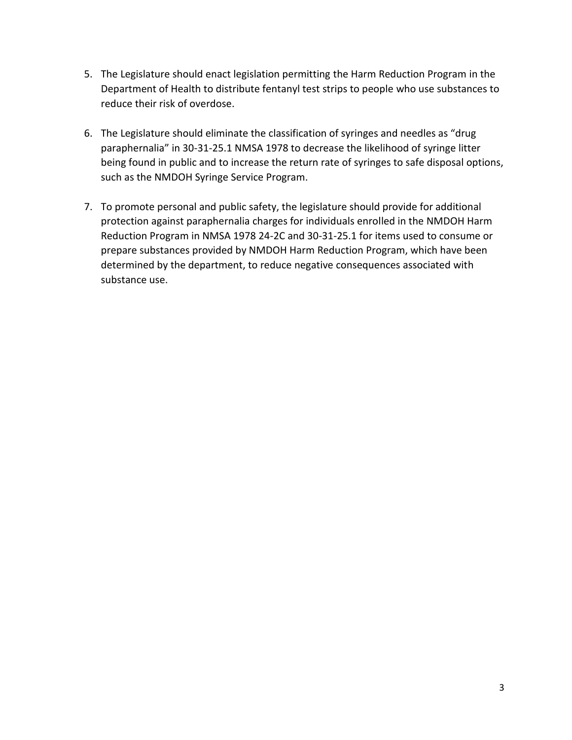5. The Legislature should enact legislation permitting the Harm Reduction Program in the Department of Health to distribute fentanyl test strips to people who use substances to reduce their risk of overdose.

6. The Legislature should eliminate the classification of syringes and needles as "drug paraphernalia" in 30-31-25.1 NMSA 1978 to decrease the likelihood of syringe litter being found in public and to increase the return rate of syringes to safe disposal options, such as the NMDOH Syringe Service Program.

7. To promote personal and public safety, the legislature should provide for additional protection against paraphernalia charges for individuals enrolled in the NMDOH Harm Reduction Program in NMSA 1978 24-2C and 30-31-25.1 for items used to consume or prepare substances provided by NMDOH Harm Reduction Program, which have been determined by the department, to reduce negative consequences associated with substance use.